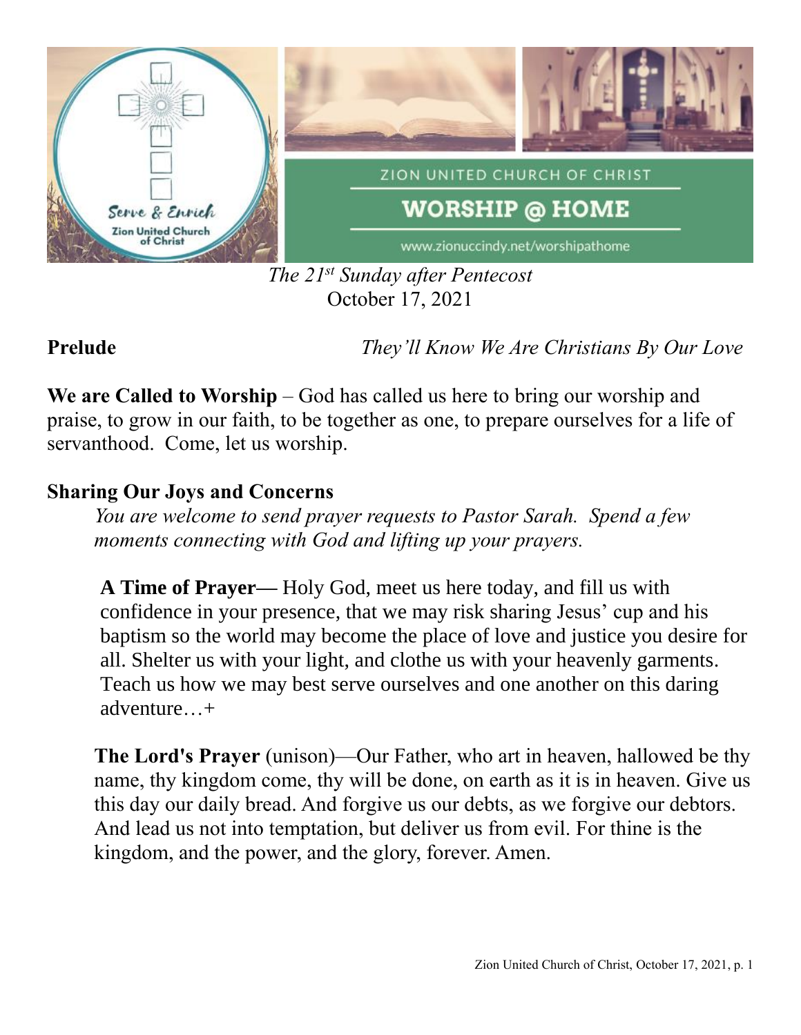ZION UNITED CHURCH OF CHRIST

# WORSHIP @ HOME

www.zionuccindy.net/worshipathome

*The 21st Sunday after Pentecost*
October 17, 2021

**Prelude** *They'll Know We Are Christians By Our Love*

**We are Called to Worship** – God has called us here to bring our worship and praise, to grow in our faith, to be together as one, to prepare ourselves for a life of servanthood. Come, let us worship.

**Sharing Our Joys and Concerns**

*You are welcome to send prayer requests to Pastor Sarah. Spend a few moments connecting with God and lifting up your prayers.*

**A Time of Prayer—** Holy God, meet us here today, and fill us with confidence in your presence, that we may risk sharing Jesus' cup and his baptism so the world may become the place of love and justice you desire for all. Shelter us with your light, and clothe us with your heavenly garments. Teach us how we may best serve ourselves and one another on this daring adventure…+

**The Lord's Prayer** (unison)—Our Father, who art in heaven, hallowed be thy name, thy kingdom come, thy will be done, on earth as it is in heaven. Give us this day our daily bread. And forgive us our debts, as we forgive our debtors. And lead us not into temptation, but deliver us from evil. For thine is the kingdom, and the power, and the glory, forever. Amen.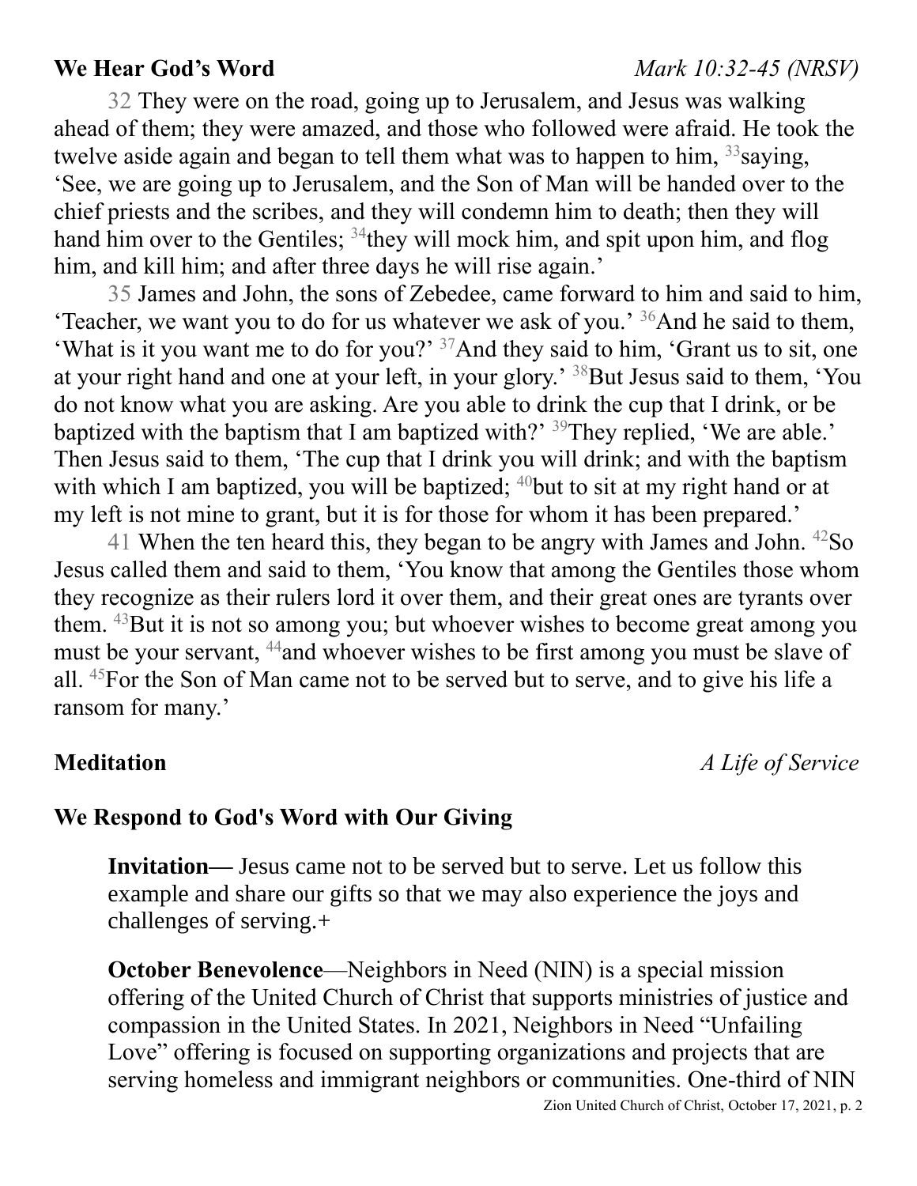**We Hear God's Word** *Mark 10:32-45 (NRSV)*

32 They were on the road, going up to Jerusalem, and Jesus was walking ahead of them; they were amazed, and those who followed were afraid. He took the twelve aside again and began to tell them what was to happen to him, [33]saying, 'See, we are going up to Jerusalem, and the Son of Man will be handed over to the chief priests and the scribes, and they will condemn him to death; then they will hand him over to the Gentiles; [34]they will mock him, and spit upon him, and flog him, and kill him; and after three days he will rise again.'

35 James and John, the sons of Zebedee, came forward to him and said to him, 'Teacher, we want you to do for us whatever we ask of you.' [36]And he said to them, 'What is it you want me to do for you?' [37]And they said to him, 'Grant us to sit, one at your right hand and one at your left, in your glory.' [38]But Jesus said to them, 'You do not know what you are asking. Are you able to drink the cup that I drink, or be baptized with the baptism that I am baptized with?' [39]They replied, 'We are able.' Then Jesus said to them, 'The cup that I drink you will drink; and with the baptism with which I am baptized, you will be baptized; [40]but to sit at my right hand or at my left is not mine to grant, but it is for those for whom it has been prepared.'

41 When the ten heard this, they began to be angry with James and John. [42]So Jesus called them and said to them, 'You know that among the Gentiles those whom they recognize as their rulers lord it over them, and their great ones are tyrants over them. [43]But it is not so among you; but whoever wishes to become great among you must be your servant, [44]and whoever wishes to be first among you must be slave of all. [45]For the Son of Man came not to be served but to serve, and to give his life a ransom for many.'

**Meditation** *A Life of Service*

**We Respond to God's Word with Our Giving**

**Invitation—** Jesus came not to be served but to serve. Let us follow this example and share our gifts so that we may also experience the joys and challenges of serving.+

**October Benevolence**—Neighbors in Need (NIN) is a special mission offering of the United Church of Christ that supports ministries of justice and compassion in the United States. In 2021, Neighbors in Need "Unfailing Love" offering is focused on supporting organizations and projects that are serving homeless and immigrant neighbors or communities. One-third of NIN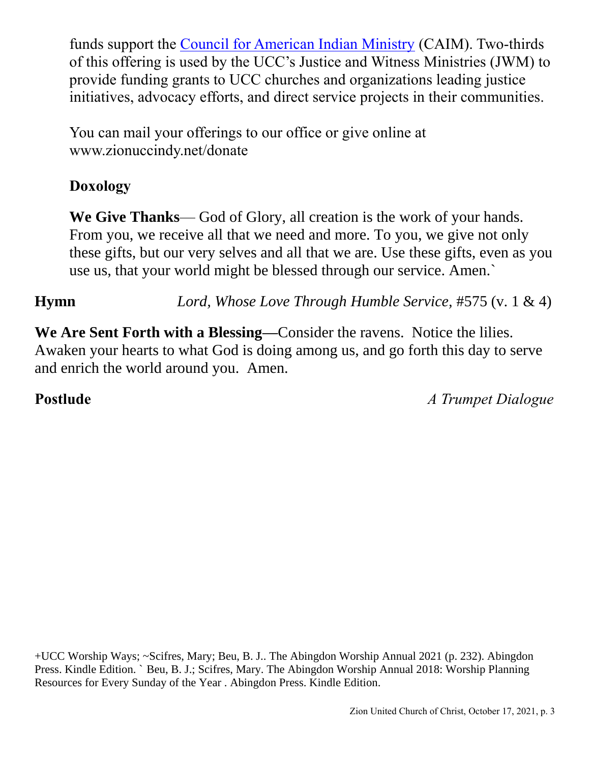funds support the Council for American Indian Ministry (CAIM). Two-thirds of this offering is used by the UCC's Justice and Witness Ministries (JWM) to provide funding grants to UCC churches and organizations leading justice initiatives, advocacy efforts, and direct service projects in their communities.

You can mail your offerings to our office or give online at www.zionuccindy.net/donate

**Doxology**

**We Give Thanks**— God of Glory, all creation is the work of your hands. From you, we receive all that we need and more. To you, we give not only these gifts, but our very selves and all that we are. Use these gifts, even as you use us, that your world might be blessed through our service. Amen.`

**Hymn** *Lord, Whose Love Through Humble Service,* #575 (v. 1 & 4)

**We Are Sent Forth with a Blessing—**Consider the ravens. Notice the lilies. Awaken your hearts to what God is doing among us, and go forth this day to serve and enrich the world around you. Amen.

**Postlude** *A Trumpet Dialogue*

+UCC Worship Ways; ~Scifres, Mary; Beu, B. J.. The Abingdon Worship Annual 2021 (p. 232). Abingdon Press. Kindle Edition. ` Beu, B. J.; Scifres, Mary. The Abingdon Worship Annual 2018: Worship Planning Resources for Every Sunday of the Year . Abingdon Press. Kindle Edition.